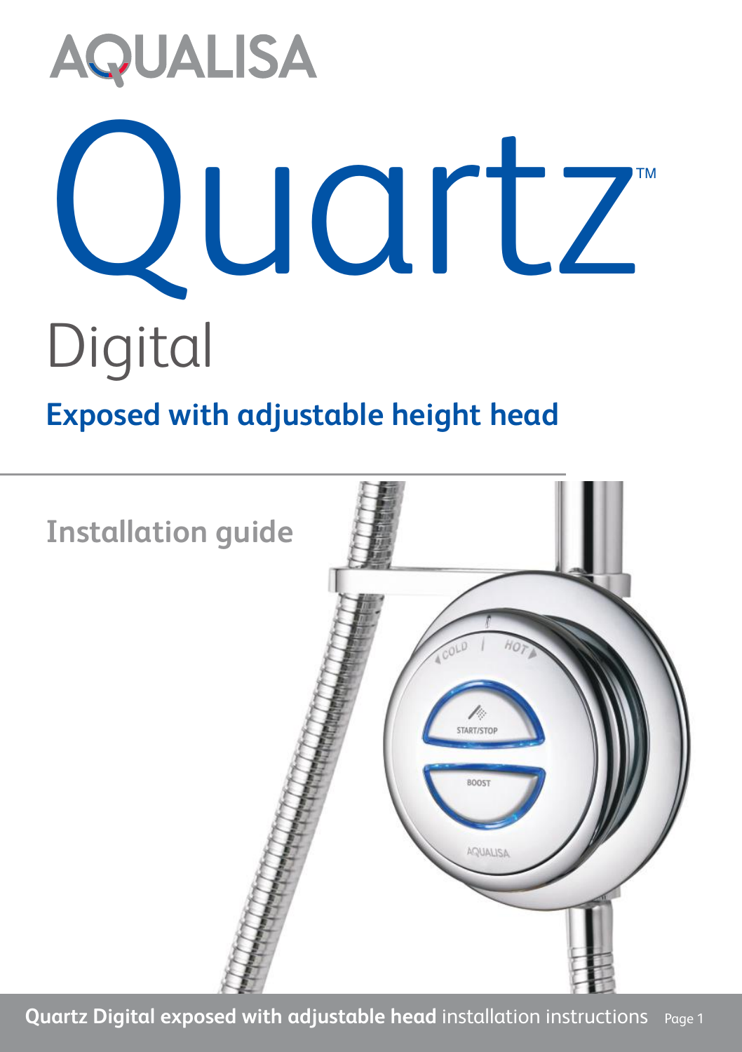AQUALISA

# Quartz™

## Digital

## Exposed with adjustable height head

### Installation guide

**Quartz Digital exposed with adjustable head** installation instructions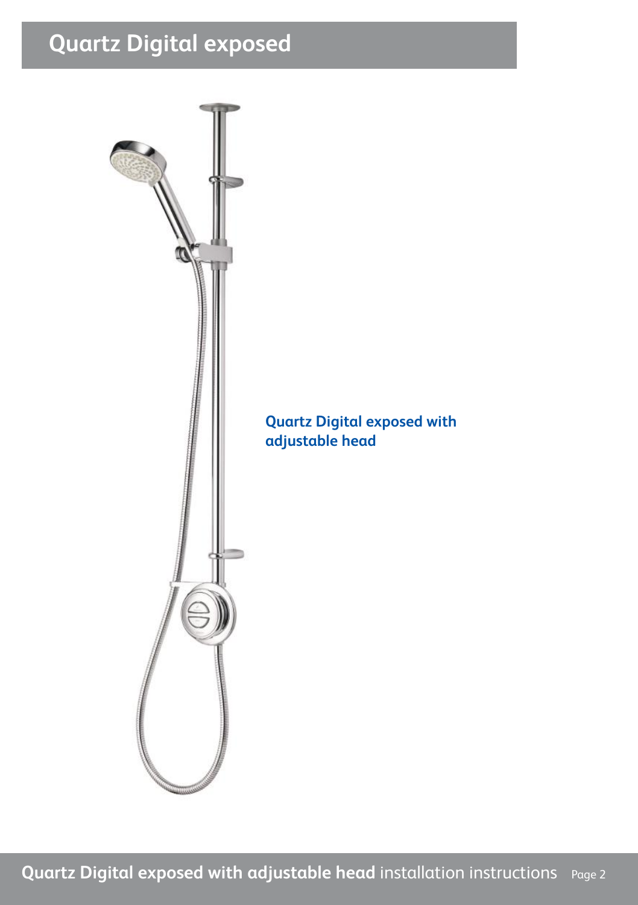# Quartz Digital exposed

**Quartz Digital exposed with adjustable head**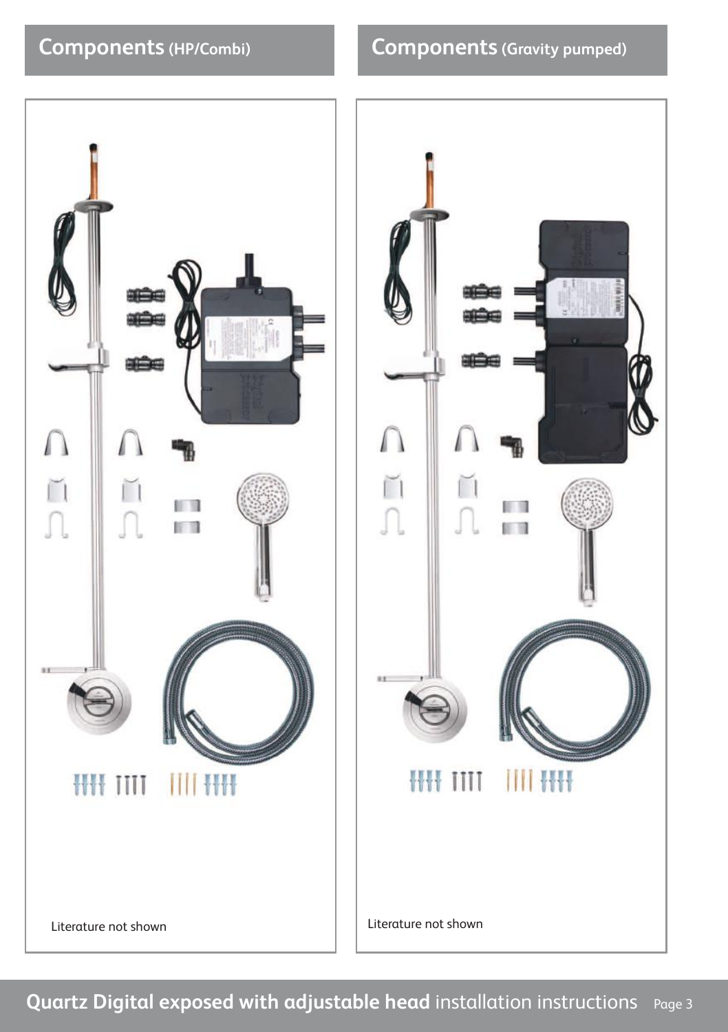## Components (HP/Combi)

Literature not shown

## Components (Gravity pumped)

Literature not shown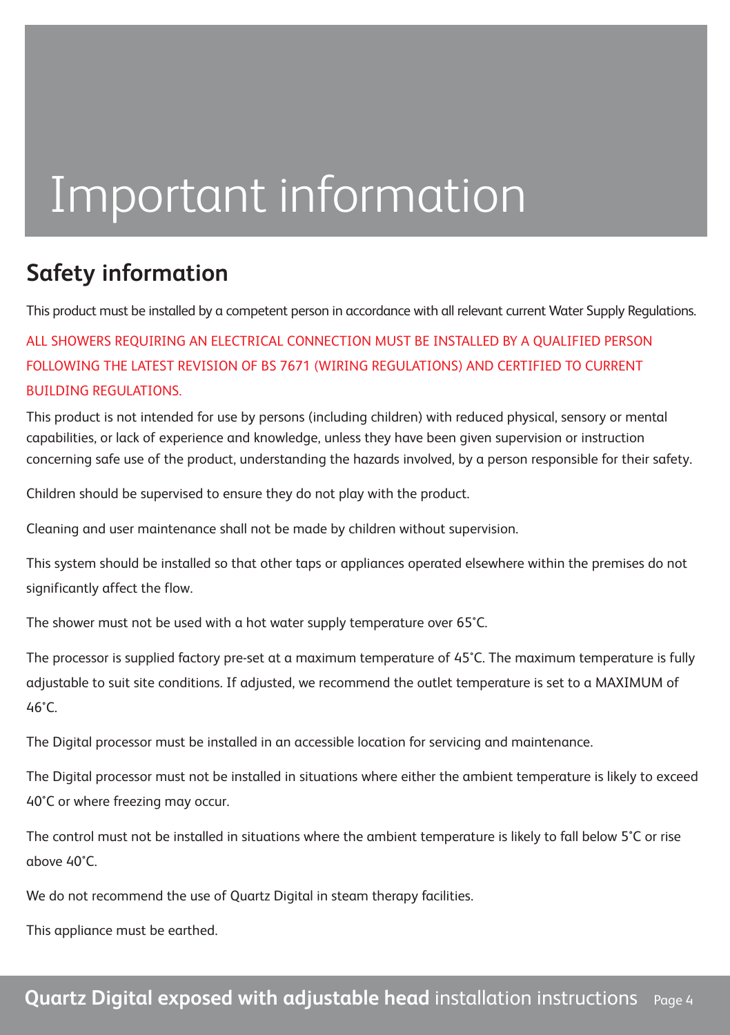# Important information

## Safety information

This product must be installed by a competent person in accordance with all relevant current Water Supply Regulations.

ALL SHOWERS REQUIRING AN ELECTRICAL CONNECTION MUST BE INSTALLED BY A QUALIFIED PERSON FOLLOWING THE LATEST REVISION OF BS 7671 (WIRING REGULATIONS) AND CERTIFIED TO CURRENT BUILDING REGULATIONS.

This product is not intended for use by persons (including children) with reduced physical, sensory or mental capabilities, or lack of experience and knowledge, unless they have been given supervision or instruction concerning safe use of the product, understanding the hazards involved, by a person responsible for their safety.

Children should be supervised to ensure they do not play with the product.

Cleaning and user maintenance shall not be made by children without supervision.

This system should be installed so that other taps or appliances operated elsewhere within the premises do not significantly affect the flow.

The shower must not be used with a hot water supply temperature over 65˚C.

The processor is supplied factory pre-set at a maximum temperature of 45˚C. The maximum temperature is fully adjustable to suit site conditions. If adjusted, we recommend the outlet temperature is set to a MAXIMUM of 46˚C.

The Digital processor must be installed in an accessible location for servicing and maintenance.

The Digital processor must not be installed in situations where either the ambient temperature is likely to exceed 40˚C or where freezing may occur.

The control must not be installed in situations where the ambient temperature is likely to fall below 5˚C or rise above 40˚C.

We do not recommend the use of Quartz Digital in steam therapy facilities.

This appliance must be earthed.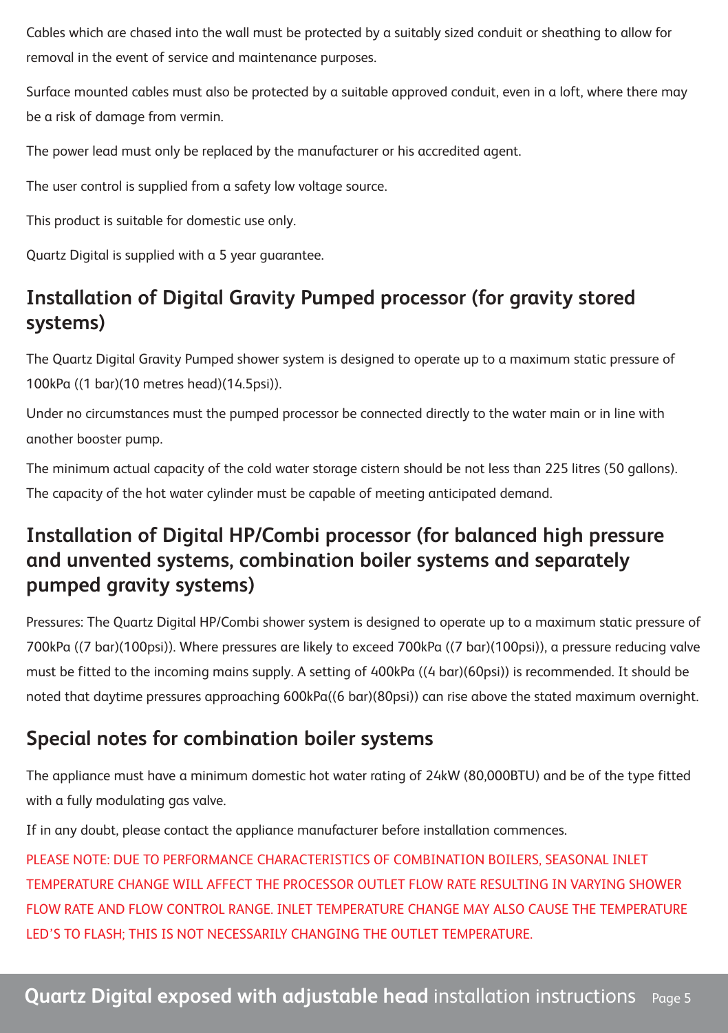Cables which are chased into the wall must be protected by a suitably sized conduit or sheathing to allow for removal in the event of service and maintenance purposes.

Surface mounted cables must also be protected by a suitable approved conduit, even in a loft, where there may be a risk of damage from vermin.

The power lead must only be replaced by the manufacturer or his accredited agent.

The user control is supplied from a safety low voltage source.

This product is suitable for domestic use only.

Quartz Digital is supplied with a 5 year guarantee.

## Installation of Digital Gravity Pumped processor (for gravity stored systems)

The Quartz Digital Gravity Pumped shower system is designed to operate up to a maximum static pressure of 100kPa ((1 bar)(10 metres head)(14.5psi)).

Under no circumstances must the pumped processor be connected directly to the water main or in line with another booster pump.

The minimum actual capacity of the cold water storage cistern should be not less than 225 litres (50 gallons). The capacity of the hot water cylinder must be capable of meeting anticipated demand.

## Installation of Digital HP/Combi processor (for balanced high pressure and unvented systems, combination boiler systems and separately pumped gravity systems)

Pressures: The Quartz Digital HP/Combi shower system is designed to operate up to a maximum static pressure of 700kPa ((7 bar)(100psi)). Where pressures are likely to exceed 700kPa ((7 bar)(100psi)), a pressure reducing valve must be fitted to the incoming mains supply. A setting of 400kPa ((4 bar)(60psi)) is recommended. It should be noted that daytime pressures approaching 600kPa((6 bar)(80psi)) can rise above the stated maximum overnight.

## Special notes for combination boiler systems

The appliance must have a minimum domestic hot water rating of 24kW (80,000BTU) and be of the type fitted with a fully modulating gas valve.

If in any doubt, please contact the appliance manufacturer before installation commences.

PLEASE NOTE: DUE TO PERFORMANCE CHARACTERISTICS OF COMBINATION BOILERS, SEASONAL INLET TEMPERATURE CHANGE WILL AFFECT THE PROCESSOR OUTLET FLOW RATE RESULTING IN VARYING SHOWER FLOW RATE AND FLOW CONTROL RANGE. INLET TEMPERATURE CHANGE MAY ALSO CAUSE THE TEMPERATURE LED'S TO FLASH; THIS IS NOT NECESSARILY CHANGING THE OUTLET TEMPERATURE.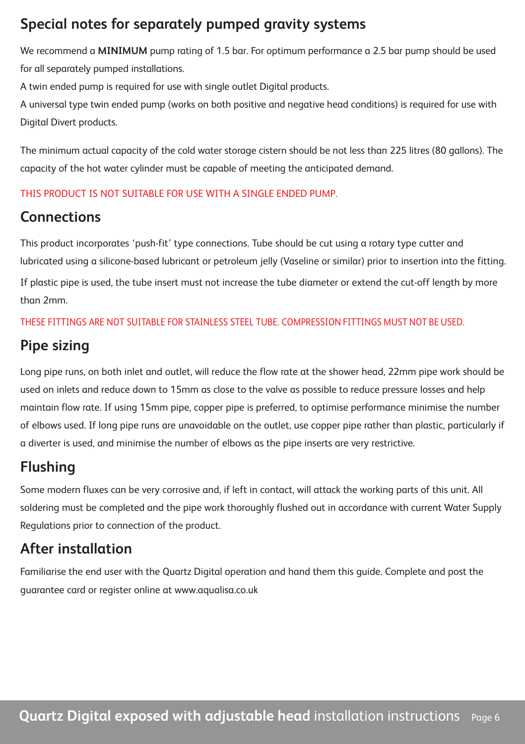## Special notes for separately pumped gravity systems

We recommend a **MINIMUM** pump rating of 1.5 bar. For optimum performance a 2.5 bar pump should be used for all separately pumped installations.

A twin ended pump is required for use with single outlet Digital products.

A universal type twin ended pump (works on both positive and negative head conditions) is required for use with Digital Divert products.

The minimum actual capacity of the cold water storage cistern should be not less than 225 litres (80 gallons). The capacity of the hot water cylinder must be capable of meeting the anticipated demand.

THIS PRODUCT IS NOT SUITABLE FOR USE WITH A SINGLE ENDED PUMP.

## Connections

This product incorporates 'push-fit' type connections. Tube should be cut using a rotary type cutter and lubricated using a silicone-based lubricant or petroleum jelly (Vaseline or similar) prior to insertion into the fitting.

If plastic pipe is used, the tube insert must not increase the tube diameter or extend the cut-off length by more than 2mm.

THESE FITTINGS ARE NOT SUITABLE FOR STAINLESS STEEL TUBE. COMPRESSION FITTINGS MUST NOT BE USED.

## Pipe sizing

Long pipe runs, on both inlet and outlet, will reduce the flow rate at the shower head, 22mm pipe work should be used on inlets and reduce down to 15mm as close to the valve as possible to reduce pressure losses and help maintain flow rate. If using 15mm pipe, copper pipe is preferred, to optimise performance minimise the number of elbows used. If long pipe runs are unavoidable on the outlet, use copper pipe rather than plastic, particularly if a diverter is used, and minimise the number of elbows as the pipe inserts are very restrictive.

## Flushing

Some modern fluxes can be very corrosive and, if left in contact, will attack the working parts of this unit. All soldering must be completed and the pipe work thoroughly flushed out in accordance with current Water Supply Regulations prior to connection of the product.

## After installation

Familiarise the end user with the Quartz Digital operation and hand them this guide. Complete and post the guarantee card or register online at www.aqualisa.co.uk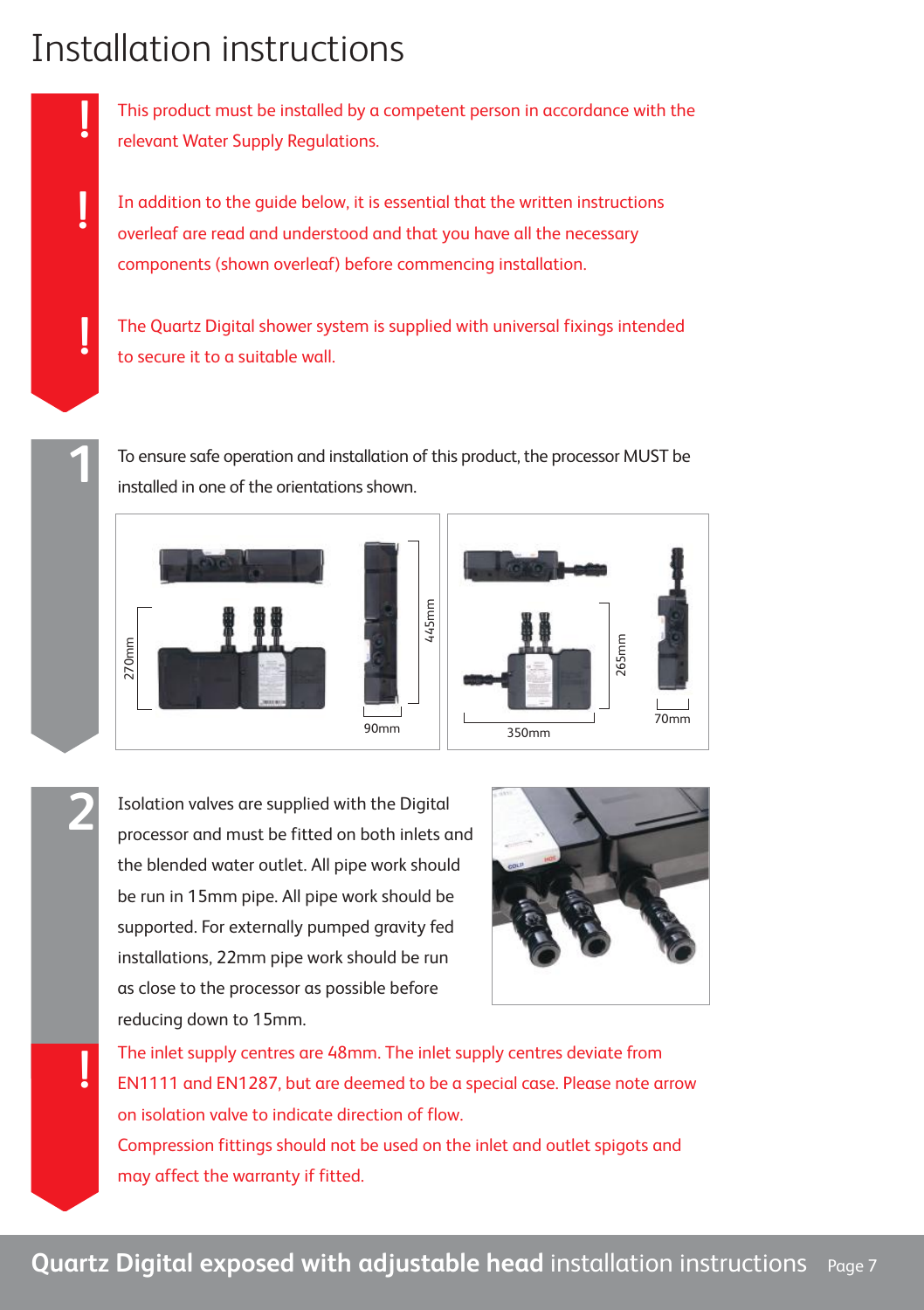# Installation instructions

**!** This product must be installed by a competent person in accordance with the relevant Water Supply Regulations.

**!** In addition to the guide below, it is essential that the written instructions overleaf are read and understood and that you have all the necessary components (shown overleaf) before commencing installation.

**!** The Quartz Digital shower system is supplied with universal fixings intended to secure it to a suitable wall.

**1** To ensure safe operation and installation of this product, the processor MUST be installed in one of the orientations shown.

270mm

445mm

90mm

265mm

350mm

70mm

**2** Isolation valves are supplied with the Digital processor and must be fitted on both inlets and the blended water outlet. All pipe work should be run in 15mm pipe. All pipe work should be supported. For externally pumped gravity fed installations, 22mm pipe work should be run as close to the processor as possible before reducing down to 15mm.

**!** The inlet supply centres are 48mm. The inlet supply centres deviate from EN1111 and EN1287, but are deemed to be a special case. Please note arrow on isolation valve to indicate direction of flow.
Compression fittings should not be used on the inlet and outlet spigots and may affect the warranty if fitted.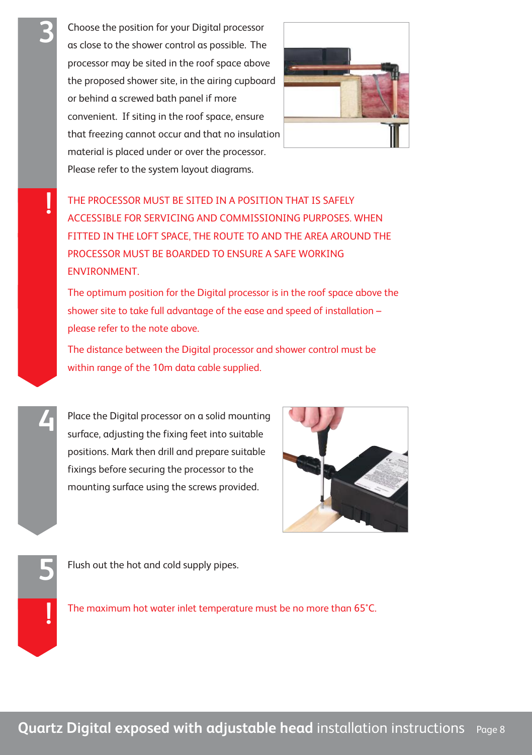**3** Choose the position for your Digital processor as close to the shower control as possible. The processor may be sited in the roof space above the proposed shower site, in the airing cupboard or behind a screwed bath panel if more convenient. If siting in the roof space, ensure that freezing cannot occur and that no insulation material is placed under or over the processor. Please refer to the system layout diagrams.

**!** THE PROCESSOR MUST BE SITED IN A POSITION THAT IS SAFELY ACCESSIBLE FOR SERVICING AND COMMISSIONING PURPOSES. WHEN FITTED IN THE LOFT SPACE, THE ROUTE TO AND THE AREA AROUND THE PROCESSOR MUST BE BOARDED TO ENSURE A SAFE WORKING ENVIRONMENT.

The optimum position for the Digital processor is in the roof space above the shower site to take full advantage of the ease and speed of installation – please refer to the note above.

The distance between the Digital processor and shower control must be within range of the 10m data cable supplied.

**4** Place the Digital processor on a solid mounting surface, adjusting the fixing feet into suitable positions. Mark then drill and prepare suitable fixings before securing the processor to the mounting surface using the screws provided.

**5** Flush out the hot and cold supply pipes.

**!** The maximum hot water inlet temperature must be no more than 65°C.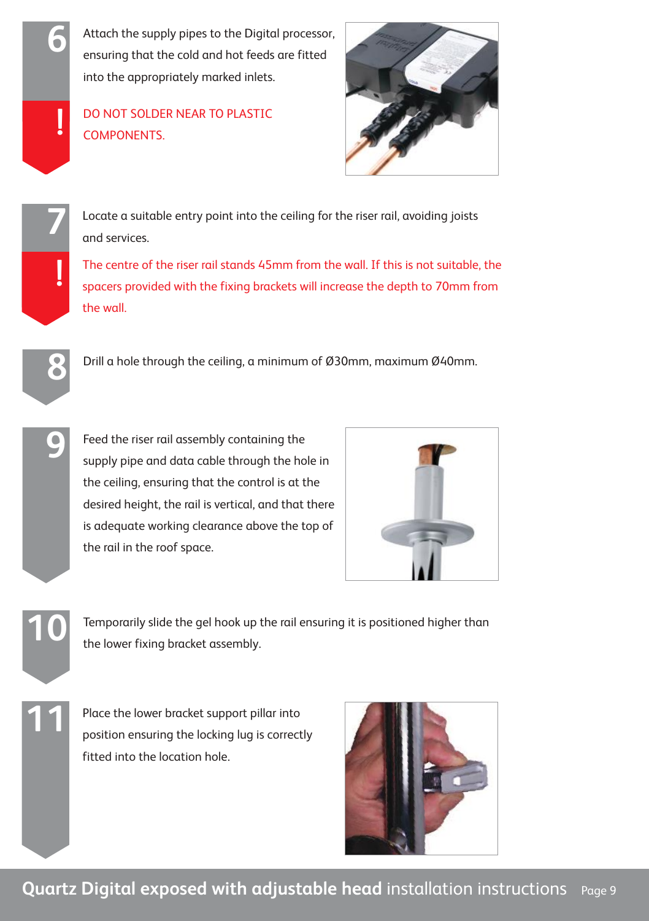**6** Attach the supply pipes to the Digital processor, ensuring that the cold and hot feeds are fitted into the appropriately marked inlets.

**!** DO NOT SOLDER NEAR TO PLASTIC COMPONENTS.

**7** Locate a suitable entry point into the ceiling for the riser rail, avoiding joists and services.

**!** The centre of the riser rail stands 45mm from the wall. If this is not suitable, the spacers provided with the fixing brackets will increase the depth to 70mm from the wall.

**8** Drill a hole through the ceiling, a minimum of Ø30mm, maximum Ø40mm.

**9** Feed the riser rail assembly containing the supply pipe and data cable through the hole in the ceiling, ensuring that the control is at the desired height, the rail is vertical, and that there is adequate working clearance above the top of the rail in the roof space.

**10** Temporarily slide the gel hook up the rail ensuring it is positioned higher than the lower fixing bracket assembly.

**11** Place the lower bracket support pillar into position ensuring the locking lug is correctly fitted into the location hole.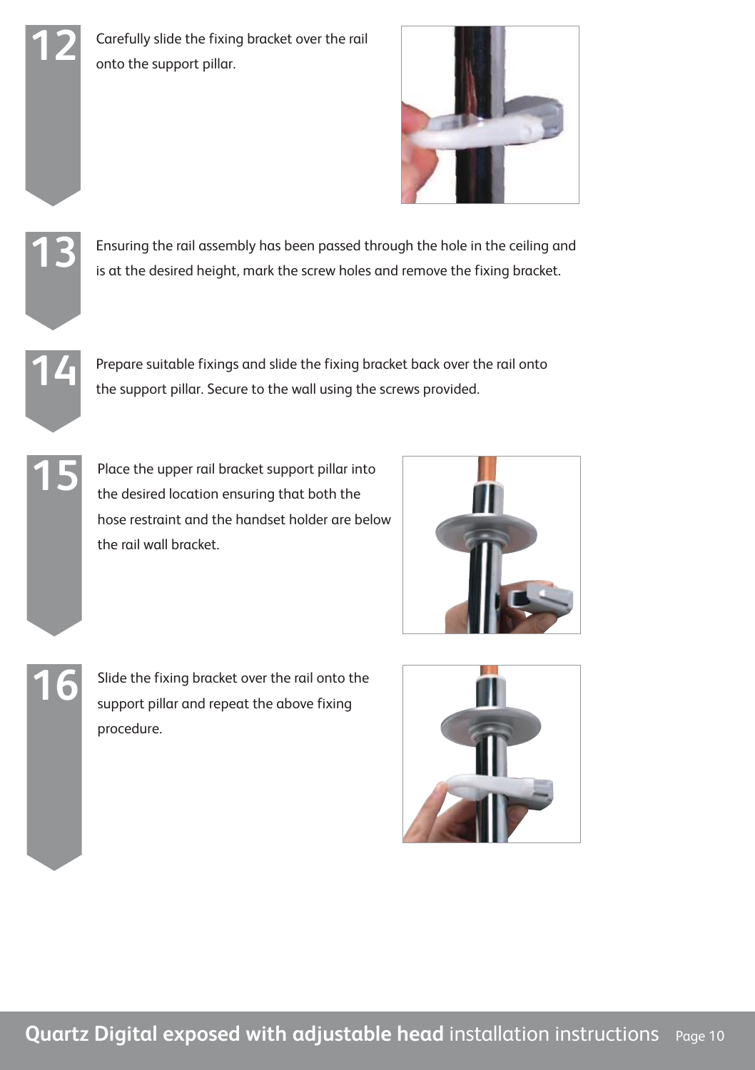**12** Carefully slide the fixing bracket over the rail onto the support pillar.

**13** Ensuring the rail assembly has been passed through the hole in the ceiling and is at the desired height, mark the screw holes and remove the fixing bracket.

**14** Prepare suitable fixings and slide the fixing bracket back over the rail onto the support pillar. Secure to the wall using the screws provided.

**15** Place the upper rail bracket support pillar into the desired location ensuring that both the hose restraint and the handset holder are below the rail wall bracket.

**16** Slide the fixing bracket over the rail onto the support pillar and repeat the above fixing procedure.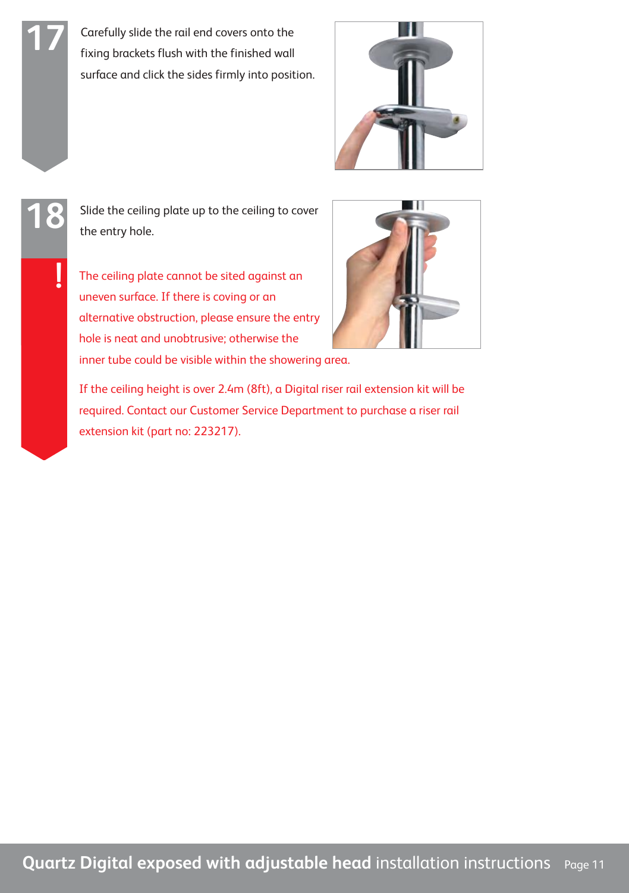**17** Carefully slide the rail end covers onto the fixing brackets flush with the finished wall surface and click the sides firmly into position.

**18** Slide the ceiling plate up to the ceiling to cover the entry hole.

**!** The ceiling plate cannot be sited against an uneven surface. If there is coving or an alternative obstruction, please ensure the entry hole is neat and unobtrusive; otherwise the inner tube could be visible within the showering area.

If the ceiling height is over 2.4m (8ft), a Digital riser rail extension kit will be required. Contact our Customer Service Department to purchase a riser rail extension kit (part no: 223217).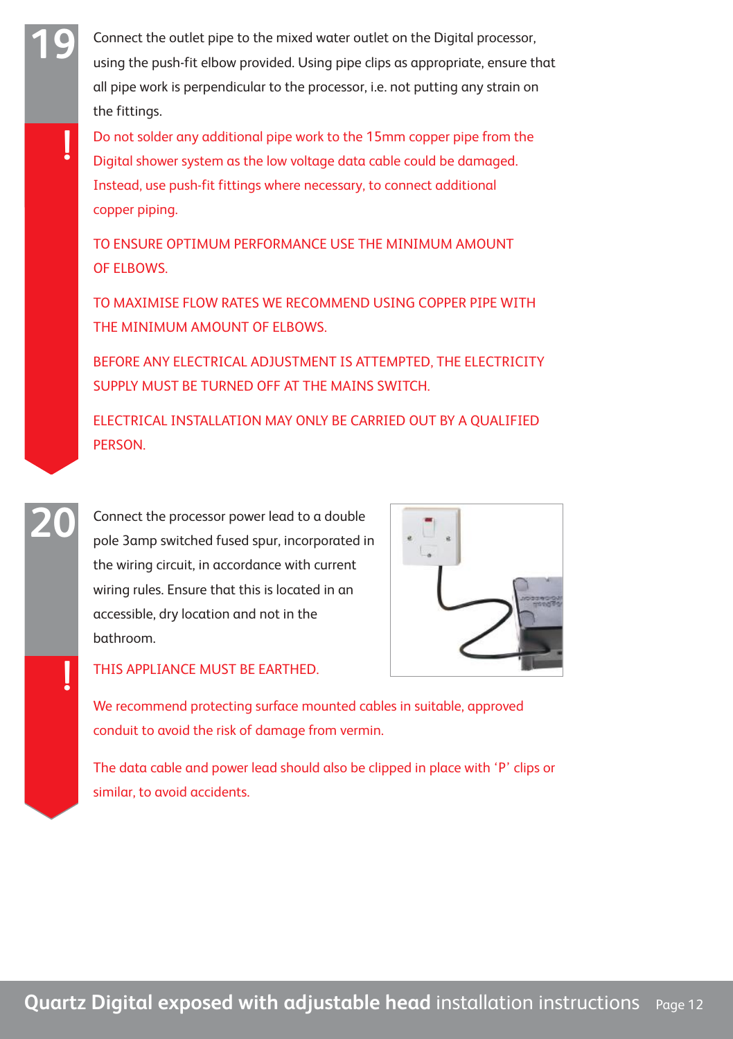## 19

Connect the outlet pipe to the mixed water outlet on the Digital processor, using the push-fit elbow provided. Using pipe clips as appropriate, ensure that all pipe work is perpendicular to the processor, i.e. not putting any strain on the fittings.

**!**

Do not solder any additional pipe work to the 15mm copper pipe from the Digital shower system as the low voltage data cable could be damaged. Instead, use push-fit fittings where necessary, to connect additional copper piping.

TO ENSURE OPTIMUM PERFORMANCE USE THE MINIMUM AMOUNT OF ELBOWS.

TO MAXIMISE FLOW RATES WE RECOMMEND USING COPPER PIPE WITH THE MINIMUM AMOUNT OF ELBOWS.

BEFORE ANY ELECTRICAL ADJUSTMENT IS ATTEMPTED, THE ELECTRICITY SUPPLY MUST BE TURNED OFF AT THE MAINS SWITCH.

ELECTRICAL INSTALLATION MAY ONLY BE CARRIED OUT BY A QUALIFIED PERSON.

## 20

Connect the processor power lead to a double pole 3amp switched fused spur, incorporated in the wiring circuit, in accordance with current wiring rules. Ensure that this is located in an accessible, dry location and not in the bathroom.

**!**

THIS APPLIANCE MUST BE EARTHED.

We recommend protecting surface mounted cables in suitable, approved conduit to avoid the risk of damage from vermin.

The data cable and power lead should also be clipped in place with 'P' clips or similar, to avoid accidents.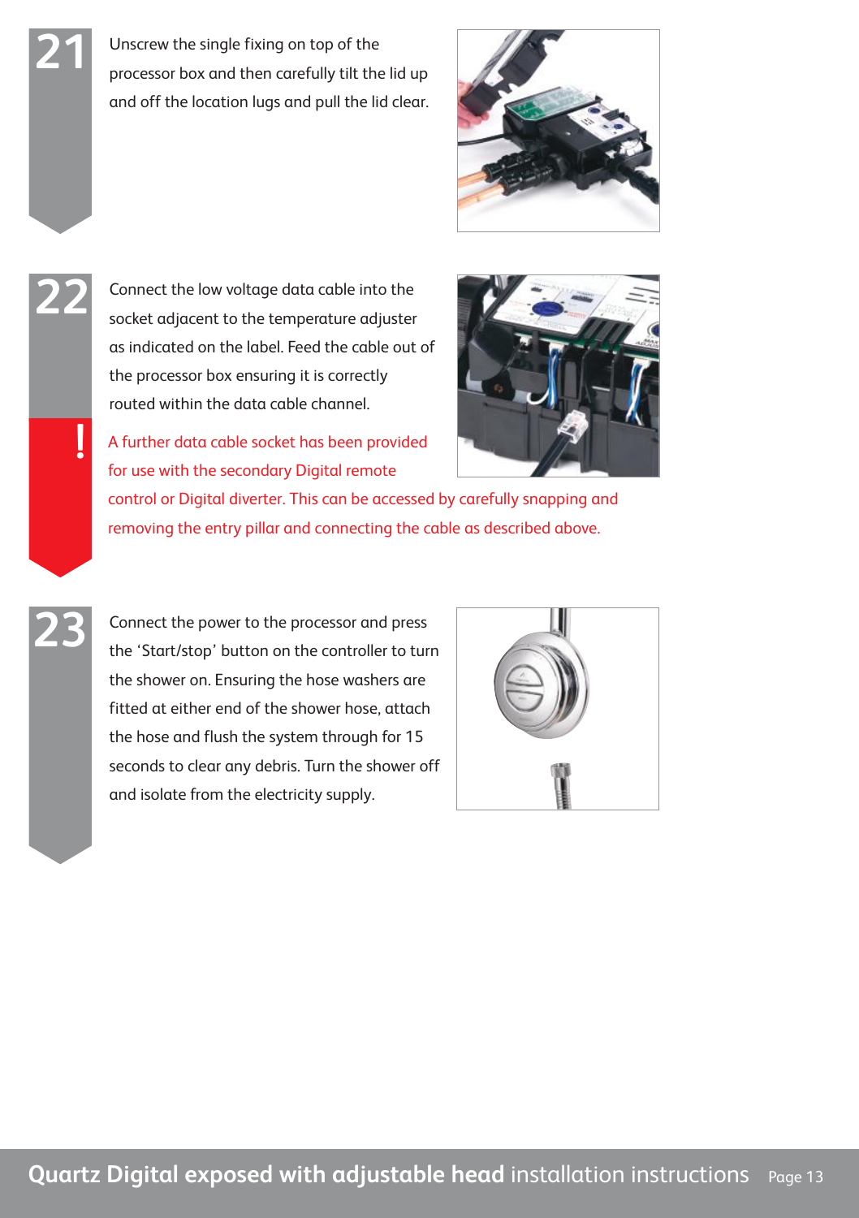**21** Unscrew the single fixing on top of the processor box and then carefully tilt the lid up and off the location lugs and pull the lid clear.

**22** Connect the low voltage data cable into the socket adjacent to the temperature adjuster as indicated on the label. Feed the cable out of the processor box ensuring it is correctly routed within the data cable channel.

**!** A further data cable socket has been provided for use with the secondary Digital remote control or Digital diverter. This can be accessed by carefully snapping and removing the entry pillar and connecting the cable as described above.

**23** Connect the power to the processor and press the 'Start/stop' button on the controller to turn the shower on. Ensuring the hose washers are fitted at either end of the shower hose, attach the hose and flush the system through for 15 seconds to clear any debris. Turn the shower off and isolate from the electricity supply.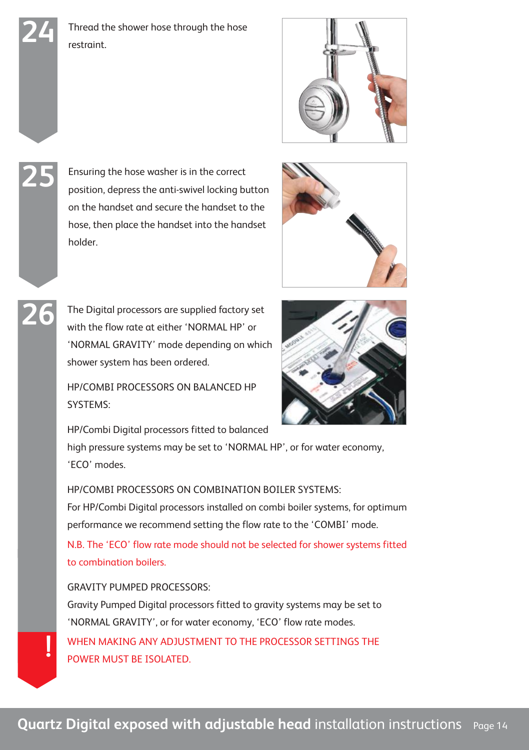**24**

Thread the shower hose through the hose restraint.

**25**

Ensuring the hose washer is in the correct position, depress the anti-swivel locking button on the handset and secure the handset to the hose, then place the handset into the handset holder.

**26**

The Digital processors are supplied factory set with the flow rate at either 'NORMAL HP' or 'NORMAL GRAVITY' mode depending on which shower system has been ordered.

HP/COMBI PROCESSORS ON BALANCED HP SYSTEMS:

HP/Combi Digital processors fitted to balanced high pressure systems may be set to 'NORMAL HP', or for water economy, 'ECO' modes.

HP/COMBI PROCESSORS ON COMBINATION BOILER SYSTEMS:

For HP/Combi Digital processors installed on combi boiler systems, for optimum performance we recommend setting the flow rate to the 'COMBI' mode.

N.B. The 'ECO' flow rate mode should not be selected for shower systems fitted to combination boilers.

GRAVITY PUMPED PROCESSORS:

Gravity Pumped Digital processors fitted to gravity systems may be set to 'NORMAL GRAVITY', or for water economy, 'ECO' flow rate modes.

**!** WHEN MAKING ANY ADJUSTMENT TO THE PROCESSOR SETTINGS THE POWER MUST BE ISOLATED.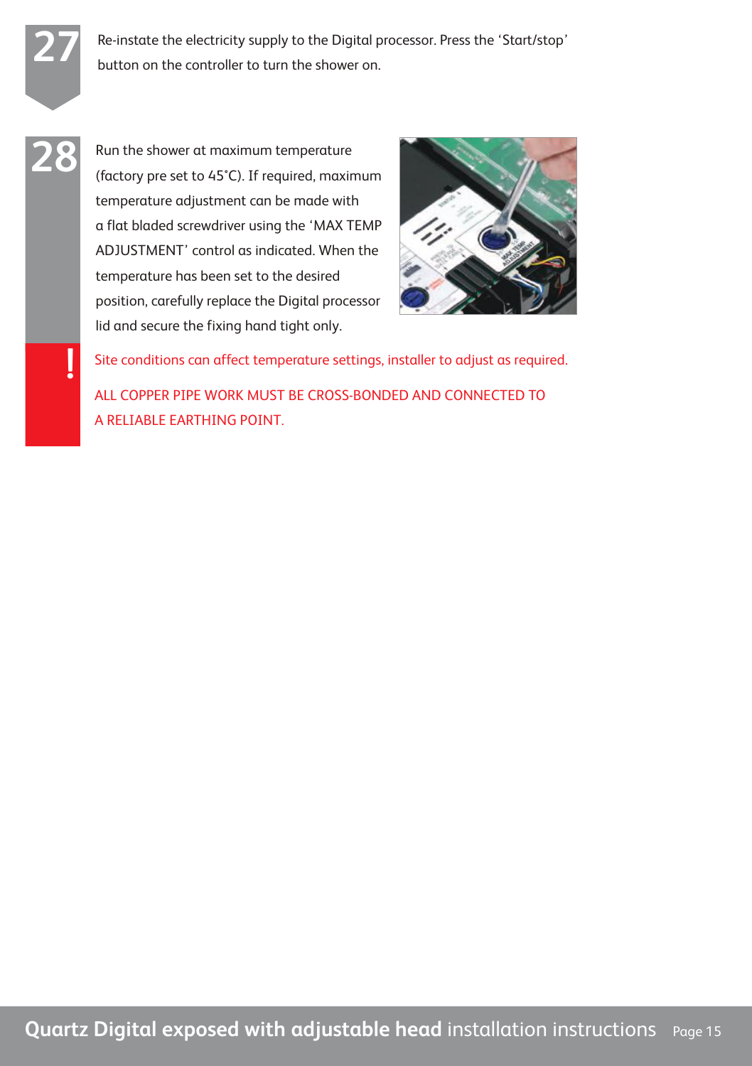**27** Re-instate the electricity supply to the Digital processor. Press the 'Start/stop' button on the controller to turn the shower on.

**28** Run the shower at maximum temperature (factory pre set to 45˚C). If required, maximum temperature adjustment can be made with a flat bladed screwdriver using the 'MAX TEMP ADJUSTMENT' control as indicated. When the temperature has been set to the desired position, carefully replace the Digital processor lid and secure the fixing hand tight only.

**!** Site conditions can affect temperature settings, installer to adjust as required.

ALL COPPER PIPE WORK MUST BE CROSS-BONDED AND CONNECTED TO A RELIABLE EARTHING POINT.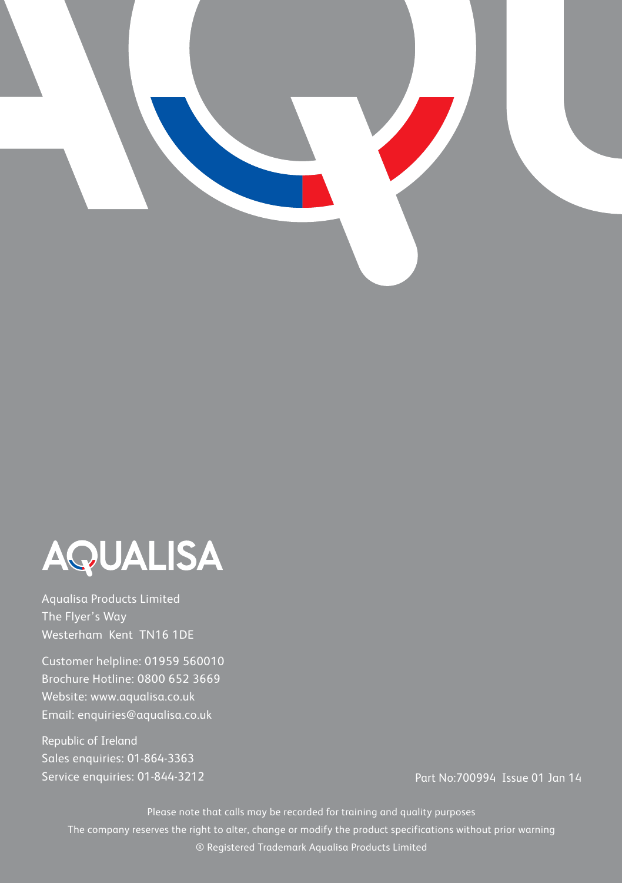AQUALISA

Aqualisa Products Limited
The Flyer's Way
Westerham Kent TN16 1DE

Customer helpline: 01959 560010
Brochure Hotline: 0800 652 3669
Website: www.aqualisa.co.uk
Email: enquiries@aqualisa.co.uk

Republic of Ireland
Sales enquiries: 01-864-3363
Service enquiries: 01-844-3212

Part No:700994 Issue 01 Jan 14

Please note that calls may be recorded for training and quality purposes
The company reserves the right to alter, change or modify the product specifications without prior warning
® Registered Trademark Aqualisa Products Limited